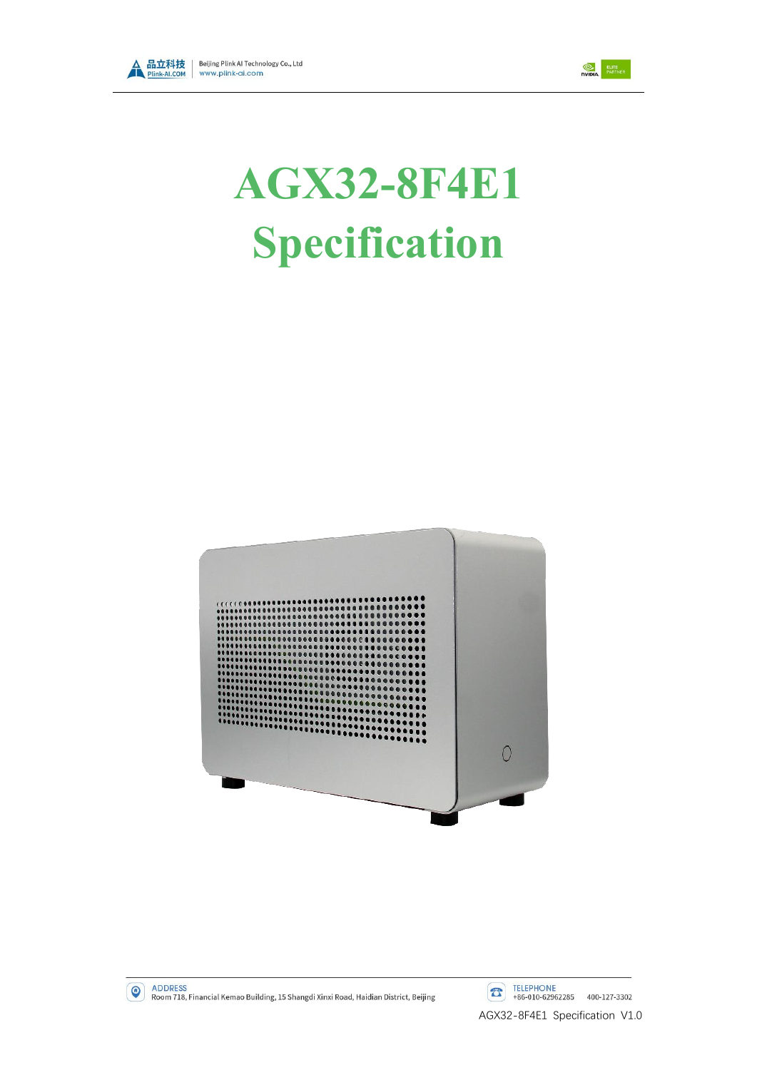# AGX32-8F4E1 Specification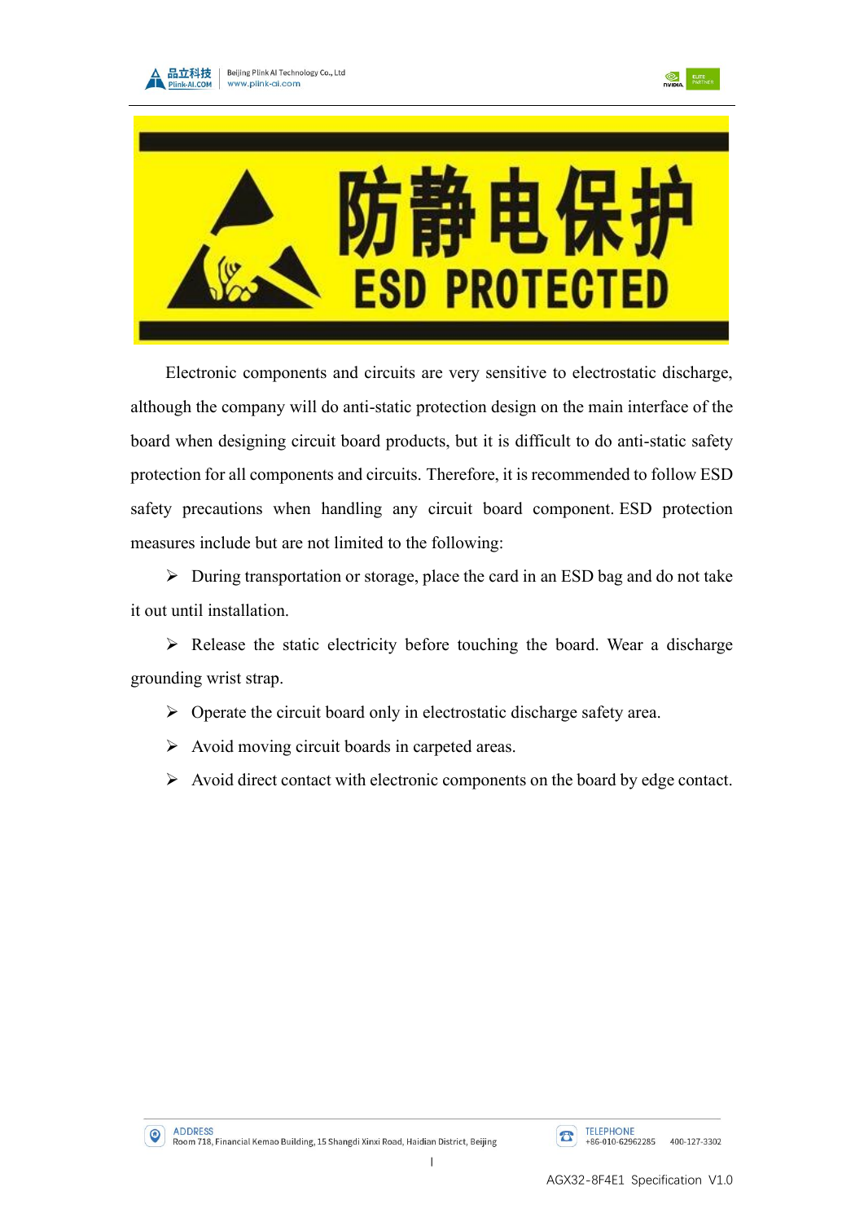# 防静电保护 ESD PROTECTED

Electronic components and circuits are very sensitive to electrostatic discharge, although the company will do anti-static protection design on the main interface of the board when designing circuit board products, but it is difficult to do anti-static safety protection for all components and circuits. Therefore, it is recommended to follow ESD safety precautions when handling any circuit board component. ESD protection measures include but are not limited to the following:

- During transportation or storage, place the card in an ESD bag and do not take it out until installation.
- Release the static electricity before touching the board. Wear a discharge grounding wrist strap.
- Operate the circuit board only in electrostatic discharge safety area.
- Avoid moving circuit boards in carpeted areas.
- Avoid direct contact with electronic components on the board by edge contact.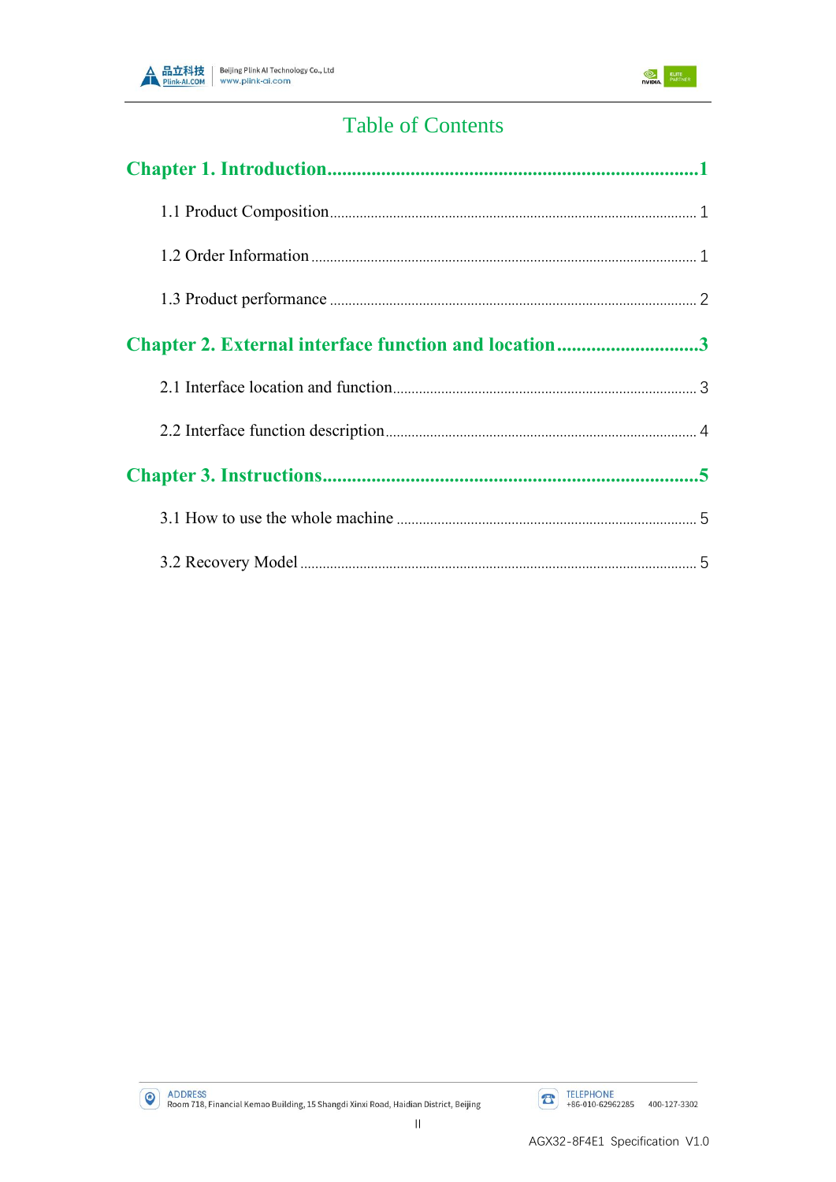# Table of Contents

**Chapter 1. Introduction....................................................................................1**

1.1 Product Composition.......................................................................................1

1.2 Order Information.............................................................................................1

1.3 Product performance.......................................................................................2

**Chapter 2. External interface function and location................................3**

2.1 Interface location and function.....................................................................3

2.2 Interface function description.......................................................................4

**Chapter 3. Instructions.....................................................................................5**

3.1 How to use the whole machine....................................................................5

3.2 Recovery Model................................................................................................5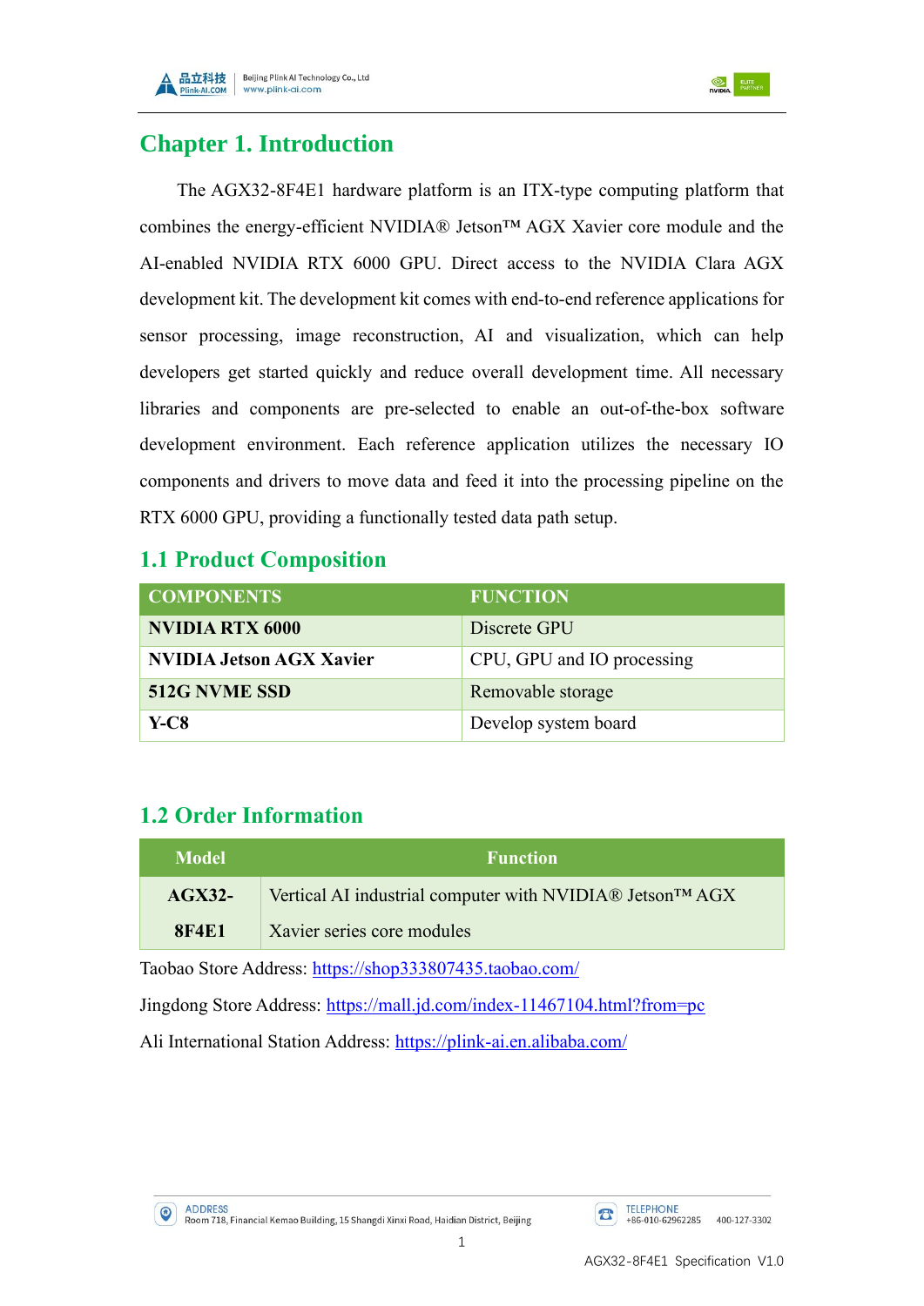# Chapter 1. Introduction

The AGX32-8F4E1 hardware platform is an ITX-type computing platform that combines the energy-efficient NVIDIA® Jetson™ AGX Xavier core module and the AI-enabled NVIDIA RTX 6000 GPU. Direct access to the NVIDIA Clara AGX development kit. The development kit comes with end-to-end reference applications for sensor processing, image reconstruction, AI and visualization, which can help developers get started quickly and reduce overall development time. All necessary libraries and components are pre-selected to enable an out-of-the-box software development environment. Each reference application utilizes the necessary IO components and drivers to move data and feed it into the processing pipeline on the RTX 6000 GPU, providing a functionally tested data path setup.

## 1.1 Product Composition

| COMPONENTS | FUNCTION |
|---|---|
| **NVIDIA RTX 6000** | Discrete GPU |
| **NVIDIA Jetson AGX Xavier** | CPU, GPU and IO processing |
| **512G NVME SSD** | Removable storage |
| **Y-C8** | Develop system board |

## 1.2 Order Information

| Model | Function |
|---|---|
| **AGX32-8F4E1** | Vertical AI industrial computer with NVIDIA® Jetson™ AGX Xavier series core modules |

Taobao Store Address: https://shop333807435.taobao.com/

Jingdong Store Address: https://mall.jd.com/index-11467104.html?from=pc

Ali International Station Address: https://plink-ai.en.alibaba.com/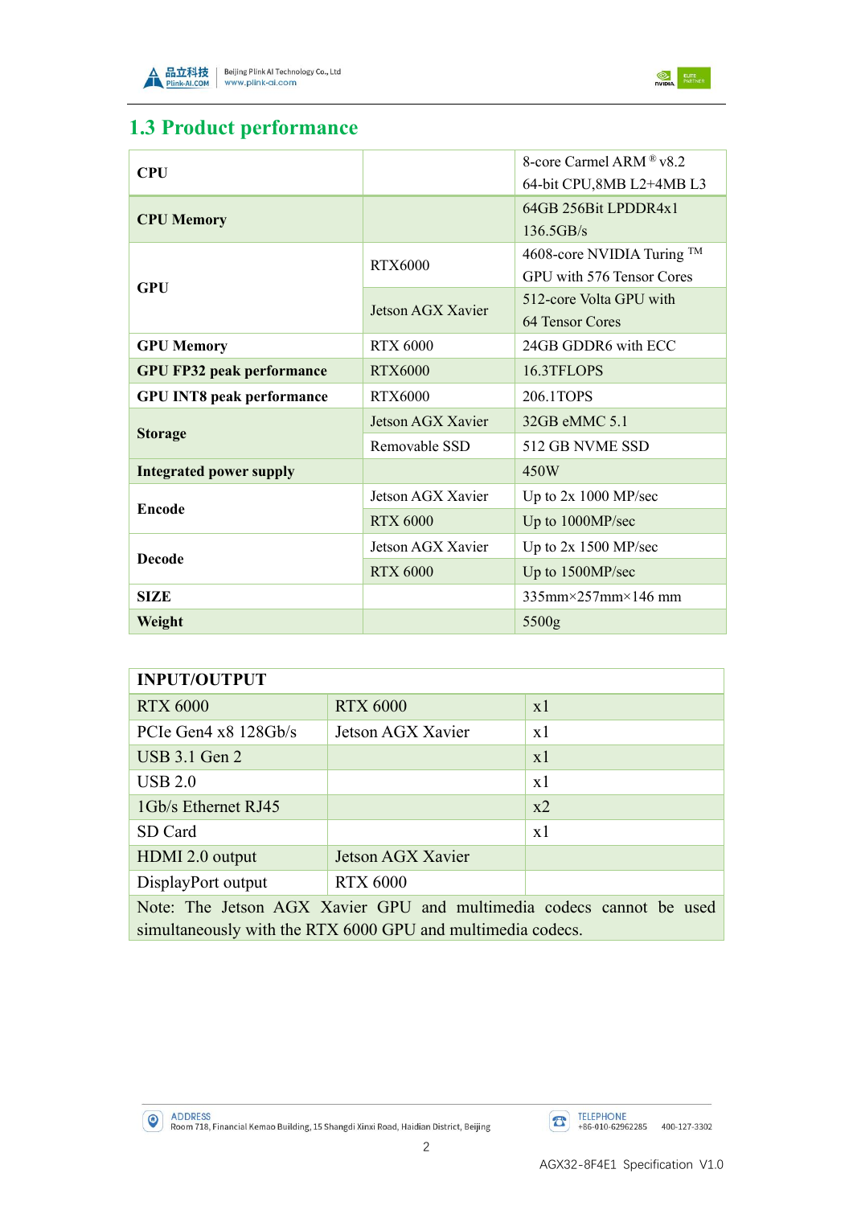## 1.3 Product performance

| | | |
|---|---|---|
| **CPU** | | 8-core Carmel ARM ® v8.2 64-bit CPU,8MB L2+4MB L3 |
| **CPU Memory** | | 64GB 256Bit LPDDR4x1 136.5GB/s |
| **GPU** | RTX6000 | 4608-core NVIDIA Turing ™ GPU with 576 Tensor Cores |
| | Jetson AGX Xavier | 512-core Volta GPU with 64 Tensor Cores |
| **GPU Memory** | RTX 6000 | 24GB GDDR6 with ECC |
| **GPU FP32 peak performance** | RTX6000 | 16.3TFLOPS |
| **GPU INT8 peak performance** | RTX6000 | 206.1TOPS |
| **Storage** | Jetson AGX Xavier | 32GB eMMC 5.1 |
| | Removable SSD | 512 GB NVME SSD |
| **Integrated power supply** | | 450W |
| **Encode** | Jetson AGX Xavier | Up to 2x 1000 MP/sec |
| | RTX 6000 | Up to 1000MP/sec |
| **Decode** | Jetson AGX Xavier | Up to 2x 1500 MP/sec |
| | RTX 6000 | Up to 1500MP/sec |
| **SIZE** | | 335mm×257mm×146 mm |
| **Weight** | | 5500g |

| **INPUT/OUTPUT** | | |
|---|---|---|
| RTX 6000 | RTX 6000 | x1 |
| PCIe Gen4 x8 128Gb/s | Jetson AGX Xavier | x1 |
| USB 3.1 Gen 2 | | x1 |
| USB 2.0 | | x1 |
| 1Gb/s Ethernet RJ45 | | x2 |
| SD Card | | x1 |
| HDMI 2.0 output | Jetson AGX Xavier | |
| DisplayPort output | RTX 6000 | |
| Note: The Jetson AGX Xavier GPU and multimedia codecs cannot be used simultaneously with the RTX 6000 GPU and multimedia codecs. | | |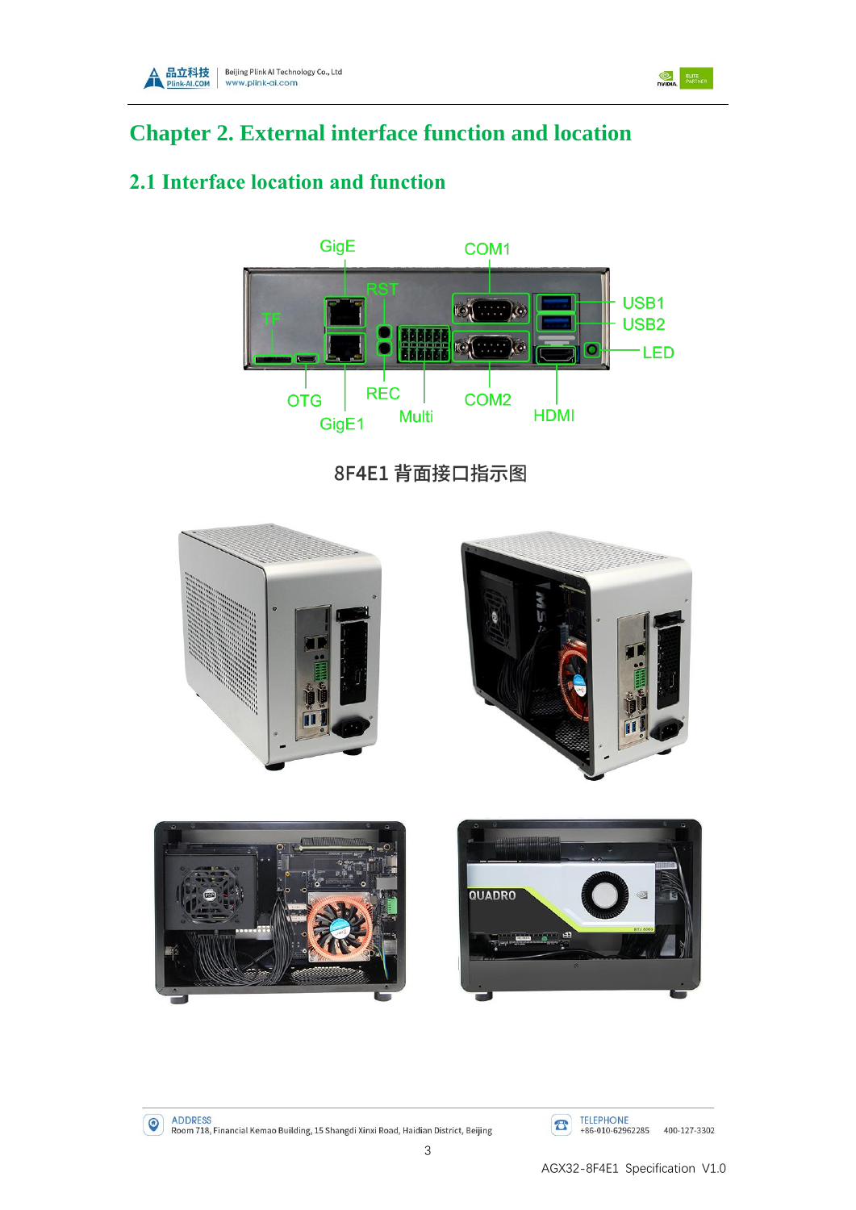# Chapter 2. External interface function and location

## 2.1 Interface location and function

8F4E1 背面接口指示图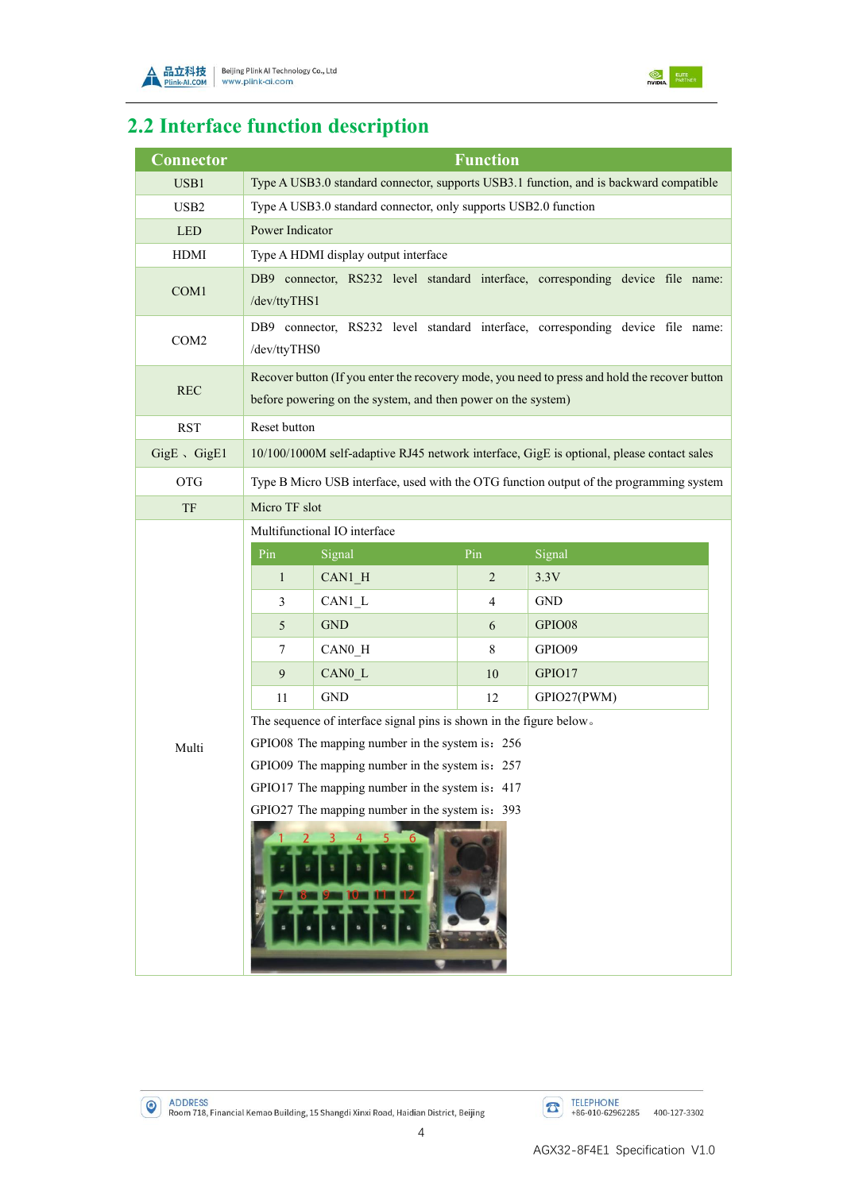## 2.2 Interface function description

| Connector | Function |
|---|---|
| USB1 | Type A USB3.0 standard connector, supports USB3.1 function, and is backward compatible |
| USB2 | Type A USB3.0 standard connector, only supports USB2.0 function |
| LED | Power Indicator |
| HDMI | Type A HDMI display output interface |
| COM1 | DB9 connector, RS232 level standard interface, corresponding device file name: /dev/ttyTHS1 |
| COM2 | DB9 connector, RS232 level standard interface, corresponding device file name: /dev/ttyTHS0 |
| REC | Recover button (If you enter the recovery mode, you need to press and hold the recover button before powering on the system, and then power on the system) |
| RST | Reset button |
| GigE 、GigE1 | 10/100/1000M self-adaptive RJ45 network interface, GigE is optional, please contact sales |
| OTG | Type B Micro USB interface, used with the OTG function output of the programming system |
| TF | Micro TF slot |
| Multi | Multifunctional IO interface (see pin table below) |

Multi – Multifunctional IO interface

| Pin | Signal | Pin | Signal |
|---|---|---|---|
| 1 | CAN1_H | 2 | 3.3V |
| 3 | CAN1_L | 4 | GND |
| 5 | GND | 6 | GPIO08 |
| 7 | CAN0_H | 8 | GPIO09 |
| 9 | CAN0_L | 10 | GPIO17 |
| 11 | GND | 12 | GPIO27(PWM) |

The sequence of interface signal pins is shown in the figure below。

GPIO08 The mapping number in the system is：256

GPIO09 The mapping number in the system is：257

GPIO17 The mapping number in the system is：417

GPIO27 The mapping number in the system is：393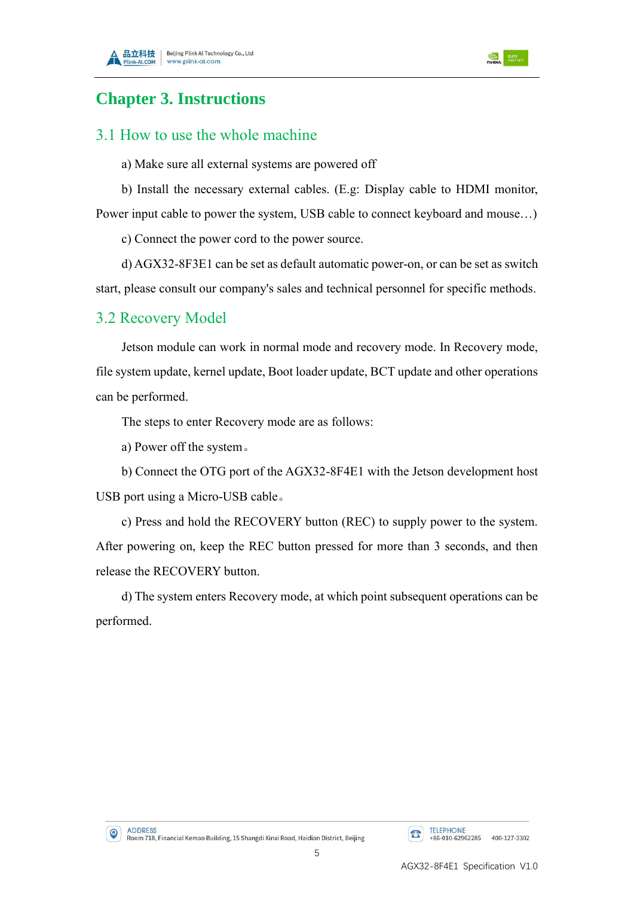# Chapter 3. Instructions

## 3.1 How to use the whole machine

a) Make sure all external systems are powered off

b) Install the necessary external cables. (E.g: Display cable to HDMI monitor, Power input cable to power the system, USB cable to connect keyboard and mouse…)

c) Connect the power cord to the power source.

d) AGX32-8F3E1 can be set as default automatic power-on, or can be set as switch start, please consult our company's sales and technical personnel for specific methods.

## 3.2 Recovery Model

Jetson module can work in normal mode and recovery mode. In Recovery mode, file system update, kernel update, Boot loader update, BCT update and other operations can be performed.

The steps to enter Recovery mode are as follows:

a) Power off the system。

b) Connect the OTG port of the AGX32-8F4E1 with the Jetson development host USB port using a Micro-USB cable。

c) Press and hold the RECOVERY button (REC) to supply power to the system. After powering on, keep the REC button pressed for more than 3 seconds, and then release the RECOVERY button.

d) The system enters Recovery mode, at which point subsequent operations can be performed.